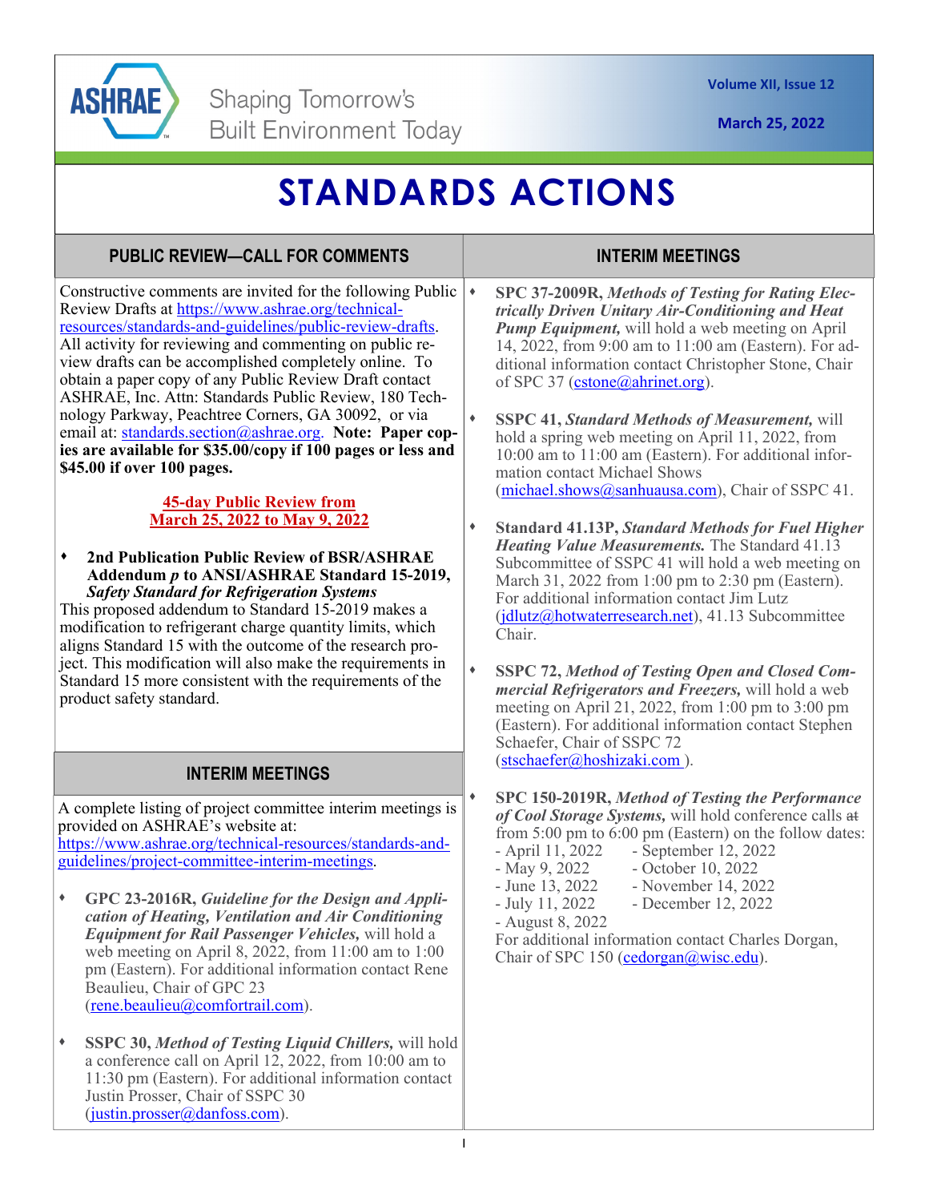ASHRAE — Shaping Tomorrow's Built Environment Today

Volume XII, Issue 12

March 25, 2022

# STANDARDS ACTIONS

## PUBLIC REVIEW—CALL FOR COMMENTS

Constructive comments are invited for the following Public Review Drafts at https://www.ashrae.org/technical-resources/standards-and-guidelines/public-review-drafts. All activity for reviewing and commenting on public review drafts can be accomplished completely online. To obtain a paper copy of any Public Review Draft contact ASHRAE, Inc. Attn: Standards Public Review, 180 Technology Parkway, Peachtree Corners, GA 30092, or via email at: standards.section@ashrae.org. **Note: Paper copies are available for $35.00/copy if 100 pages or less and $45.00 if over 100 pages.**

**45-day Public Review from March 25, 2022 to May 9, 2022**

- **2nd Publication Public Review of BSR/ASHRAE Addendum *p* to ANSI/ASHRAE Standard 15-2019, *Safety Standard for Refrigeration Systems***

This proposed addendum to Standard 15-2019 makes a modification to refrigerant charge quantity limits, which aligns Standard 15 with the outcome of the research project. This modification will also make the requirements in Standard 15 more consistent with the requirements of the product safety standard.

## INTERIM MEETINGS

A complete listing of project committee interim meetings is provided on ASHRAE's website at: https://www.ashrae.org/technical-resources/standards-and-guidelines/project-committee-interim-meetings.

- **GPC 23-2016R, *Guideline for the Design and Application of Heating, Ventilation and Air Conditioning Equipment for Rail Passenger Vehicles,*** will hold a web meeting on April 8, 2022, from 11:00 am to 1:00 pm (Eastern). For additional information contact Rene Beaulieu, Chair of GPC 23 (rene.beaulieu@comfortrail.com).

- **SSPC 30, *Method of Testing Liquid Chillers,*** will hold a conference call on April 12, 2022, from 10:00 am to 11:30 pm (Eastern). For additional information contact Justin Prosser, Chair of SSPC 30 (justin.prosser@danfoss.com).

- **SPC 37-2009R, *Methods of Testing for Rating Electrically Driven Unitary Air-Conditioning and Heat Pump Equipment,*** will hold a web meeting on April 14, 2022, from 9:00 am to 11:00 am (Eastern). For additional information contact Christopher Stone, Chair of SPC 37 (cstone@ahrinet.org).

- **SSPC 41, *Standard Methods of Measurement,*** will hold a spring web meeting on April 11, 2022, from 10:00 am to 11:00 am (Eastern). For additional information contact Michael Shows (michael.shows@sanhuausa.com), Chair of SSPC 41.

- **Standard 41.13P, *Standard Methods for Fuel Higher Heating Value Measurements.*** The Standard 41.13 Subcommittee of SSPC 41 will hold a web meeting on March 31, 2022 from 1:00 pm to 2:30 pm (Eastern). For additional information contact Jim Lutz (jdlutz@hotwaterresearch.net), 41.13 Subcommittee Chair.

- **SSPC 72, *Method of Testing Open and Closed Commercial Refrigerators and Freezers,*** will hold a web meeting on April 21, 2022, from 1:00 pm to 3:00 pm (Eastern). For additional information contact Stephen Schaefer, Chair of SSPC 72 (stschaefer@hoshizaki.com ).

- **SPC 150-2019R, *Method of Testing the Performance of Cool Storage Systems,*** will hold conference calls ~~at~~ from 5:00 pm to 6:00 pm (Eastern) on the follow dates:
  - April 11, 2022
  - May 9, 2022
  - June 13, 2022
  - July 11, 2022
  - August 8, 2022
  - September 12, 2022
  - October 10, 2022
  - November 14, 2022
  - December 12, 2022

  For additional information contact Charles Dorgan, Chair of SPC 150 (cedorgan@wisc.edu).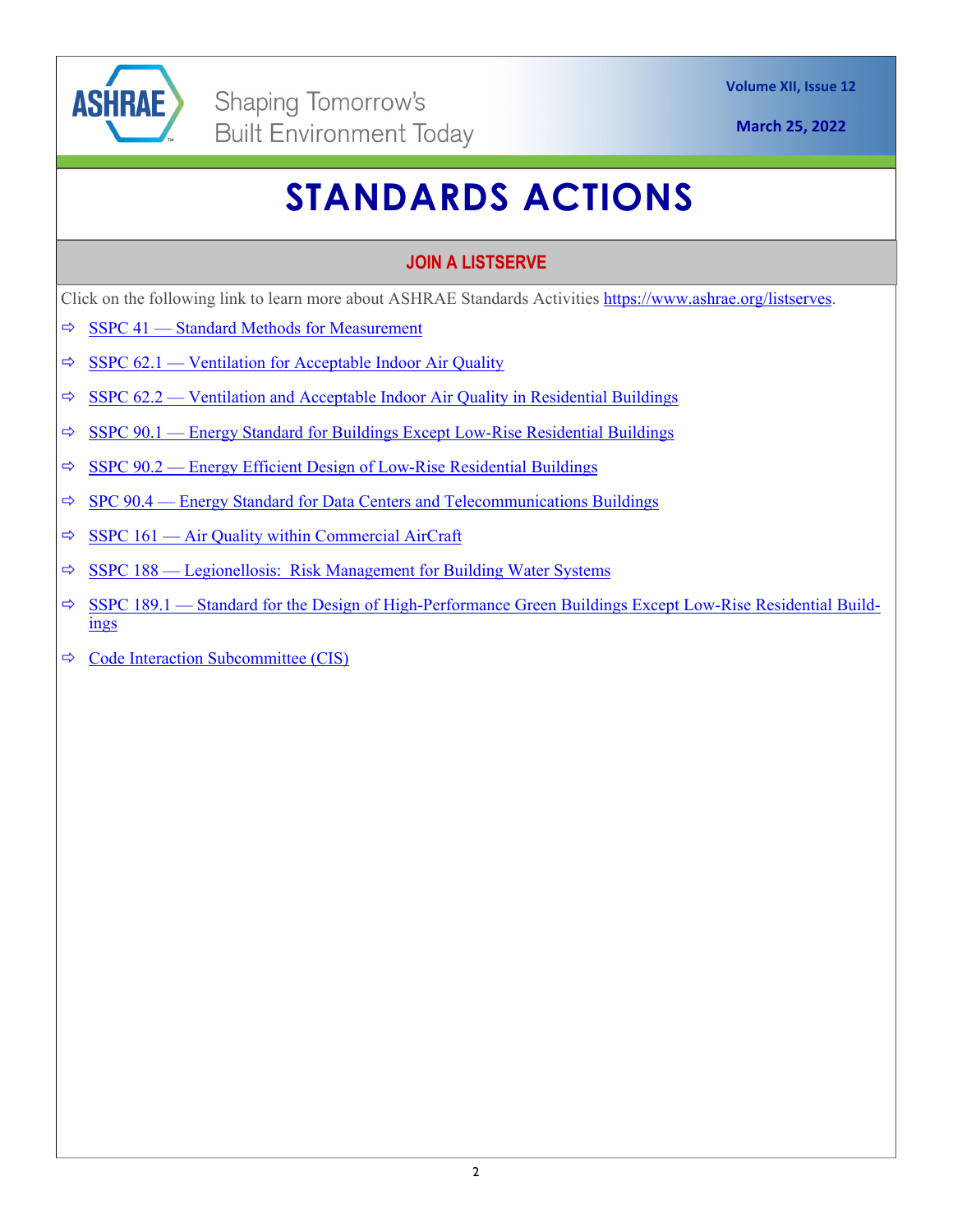# STANDARDS ACTIONS

## JOIN A LISTSERVE

Click on the following link to learn more about ASHRAE Standards Activities https://www.ashrae.org/listserves.

- ⇨ SSPC 41 — Standard Methods for Measurement
- ⇨ SSPC 62.1 — Ventilation for Acceptable Indoor Air Quality
- ⇨ SSPC 62.2 — Ventilation and Acceptable Indoor Air Quality in Residential Buildings
- ⇨ SSPC 90.1 — Energy Standard for Buildings Except Low-Rise Residential Buildings
- ⇨ SSPC 90.2 — Energy Efficient Design of Low-Rise Residential Buildings
- ⇨ SPC 90.4 — Energy Standard for Data Centers and Telecommunications Buildings
- ⇨ SSPC 161 — Air Quality within Commercial AirCraft
- ⇨ SSPC 188 — Legionellosis: Risk Management for Building Water Systems
- ⇨ SSPC 189.1 — Standard for the Design of High-Performance Green Buildings Except Low-Rise Residential Buildings
- ⇨ Code Interaction Subcommittee (CIS)